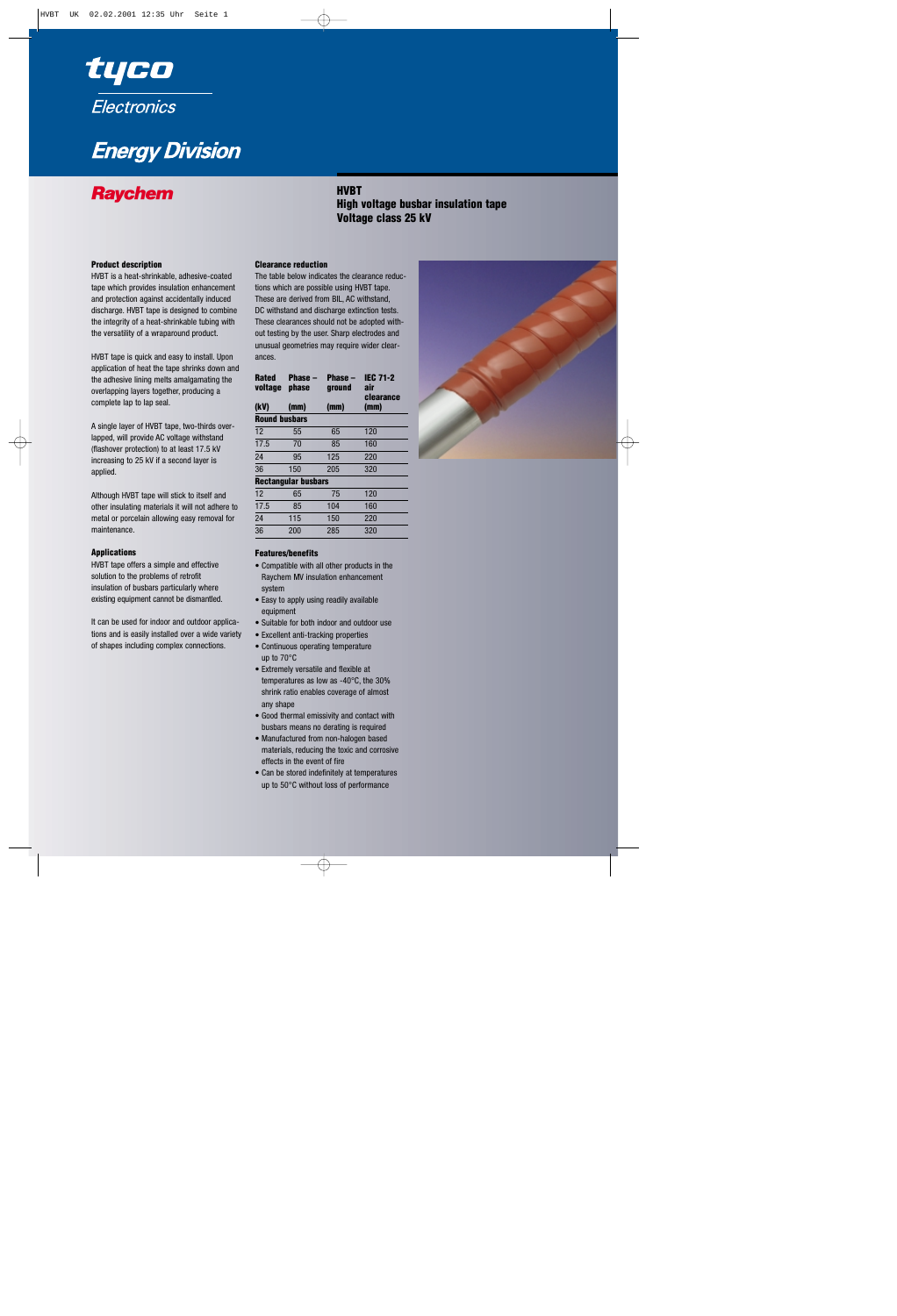tyco

*Electronics*

# *Energy Division*

**Raychem**

## HVBT
## High voltage busbar insulation tape
## Voltage class 25 kV

### Product description

HVBT is a heat-shrinkable, adhesive-coated tape which provides insulation enhancement and protection against accidentally induced discharge. HVBT tape is designed to combine the integrity of a heat-shrinkable tubing with the versatility of a wraparound product.

HVBT tape is quick and easy to install. Upon application of heat the tape shrinks down and the adhesive lining melts amalgamating the overlapping layers together, producing a complete lap to lap seal.

A single layer of HVBT tape, two-thirds overlapped, will provide AC voltage withstand (flashover protection) to at least 17.5 kV increasing to 25 kV if a second layer is applied.

Although HVBT tape will stick to itself and other insulating materials it will not adhere to metal or porcelain allowing easy removal for maintenance.

### Applications

HVBT tape offers a simple and effective solution to the problems of retrofit insulation of busbars particularly where existing equipment cannot be dismantled.

It can be used for indoor and outdoor applications and is easily installed over a wide variety of shapes including complex connections.

### Clearance reduction

The table below indicates the clearance reductions which are possible using HVBT tape. These are derived from BIL, AC withstand, DC withstand and discharge extinction tests. These clearances should not be adopted without testing by the user. Sharp electrodes and unusual geometries may require wider clearances.

| Rated voltage (kV) | Phase – phase (mm) | Phase – ground (mm) | IEC 71-2 air clearance (mm) |
|---|---|---|---|
| **Round busbars** | | | |
| 12 | 55 | 65 | 120 |
| 17.5 | 70 | 85 | 160 |
| 24 | 95 | 125 | 220 |
| 36 | 150 | 205 | 320 |
| **Rectangular busbars** | | | |
| 12 | 65 | 75 | 120 |
| 17.5 | 85 | 104 | 160 |
| 24 | 115 | 150 | 220 |
| 36 | 200 | 285 | 320 |

### Features/benefits

- Compatible with all other products in the Raychem MV insulation enhancement system
- Easy to apply using readily available equipment
- Suitable for both indoor and outdoor use
- Excellent anti-tracking properties
- Continuous operating temperature up to 70°C
- Extremely versatile and flexible at temperatures as low as -40°C, the 30% shrink ratio enables coverage of almost any shape
- Good thermal emissivity and contact with busbars means no derating is required
- Manufactured from non-halogen based materials, reducing the toxic and corrosive effects in the event of fire
- Can be stored indefinitely at temperatures up to 50°C without loss of performance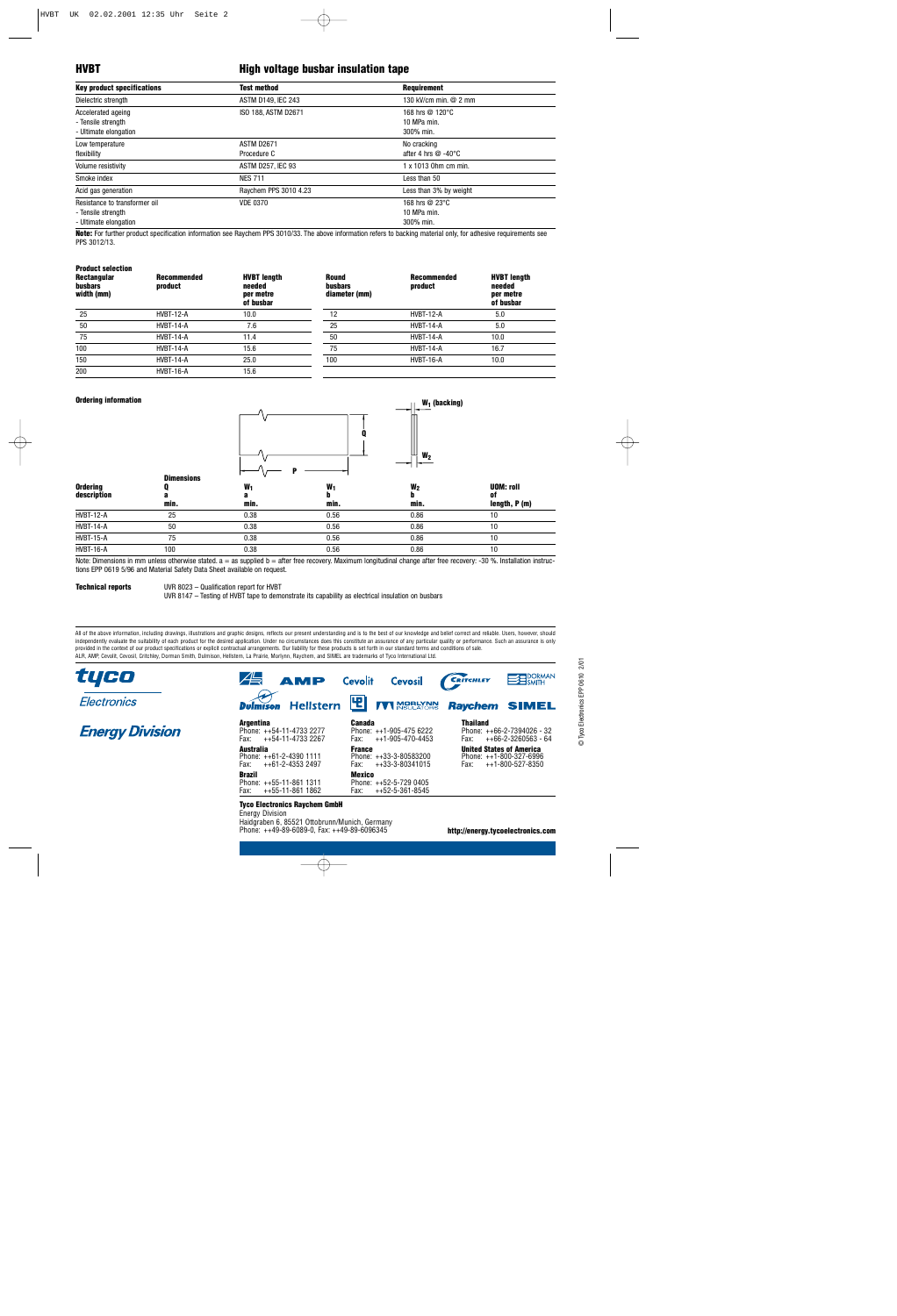# HVBT

## High voltage busbar insulation tape

| Key product specifications | Test method | Requirement |
|---|---|---|
| Dielectric strength | ASTM D149, IEC 243 | 130 kV/cm min. @ 2 mm |
| Accelerated ageing<br>- Tensile strength<br>- Ultimate elongation | ISO 188, ASTM D2671 | 168 hrs @ 120°C<br>10 MPa min.<br>300% min. |
| Low temperature<br>flexibility | ASTM D2671<br>Procedure C | No cracking<br>after 4 hrs @ -40°C |
| Volume resistivity | ASTM D257, IEC 93 | 1 x 1013 Ohm cm min. |
| Smoke index | NES 711 | Less than 50 |
| Acid gas generation | Raychem PPS 3010 4.23 | Less than 3% by weight |
| Resistance to transformer oil<br>- Tensile strength<br>- Ultimate elongation | VDE 0370 | 168 hrs @ 23°C<br>10 MPa min.<br>300% min. |

**Note:** For further product specification information see Raychem PPS 3010/33. The above information refers to backing material only, for adhesive requirements see PPS 3012/13.

### Product selection

| Rectangular busbars width (mm) | Recommended product | HVBT length needed per metre of busbar | Round busbars diameter (mm) | Recommended product | HVBT length needed per metre of busbar |
|---|---|---|---|---|---|
| 25 | HVBT-12-A | 10.0 | 12 | HVBT-12-A | 5.0 |
| 50 | HVBT-14-A | 7.6 | 25 | HVBT-14-A | 5.0 |
| 75 | HVBT-14-A | 11.4 | 50 | HVBT-14-A | 10.0 |
| 100 | HVBT-14-A | 15.6 | 75 | HVBT-14-A | 16.7 |
| 150 | HVBT-14-A | 25.0 | 100 | HVBT-16-A | 10.0 |
| 200 | HVBT-16-A | 15.6 | | | |

### Ordering information

Q

P

$W_1$ (backing)

$W_2$

| Ordering description | Dimensions<br>Q<br>a<br>min. | $W_1$<br>a<br>min. | $W_1$<br>b<br>min. | $W_2$<br>b<br>min. | UOM: roll of length, P (m) |
|---|---|---|---|---|---|
| HVBT-12-A | 25 | 0.38 | 0.56 | 0.86 | 10 |
| HVBT-14-A | 50 | 0.38 | 0.56 | 0.86 | 10 |
| HVBT-15-A | 75 | 0.38 | 0.56 | 0.86 | 10 |
| HVBT-16-A | 100 | 0.38 | 0.56 | 0.86 | 10 |

Note: Dimensions in mm unless otherwise stated. a = as supplied b = after free recovery. Maximum longitudinal change after free recovery: -30 %. Installation instructions EPP 0619 5/96 and Material Safety Data Sheet available on request.

**Technical reports**

UVR 8023 – Qualification report for HVBT
UVR 8147 – Testing of HVBT tape to demonstrate its capability as electrical insulation on busbars

All of the above information, including drawings, illustrations and graphic designs, reflects our present understanding and is to the best of our knowledge and belief correct and reliable. Users, however, should independently evaluate the suitability of each product for the desired application. Under no circumstances does this constitute an assurance of any particular quality or performance. Such an assurance is only provided in the context of our product specifications or explicit contractual arrangements. Our liability for these products is set forth in our standard terms and conditions of sale.
ALR, AMP, Cevolit, Cevosil, Critchley, Dorman Smith, Dulmison, Hellstern, La Prairie, Morlynn, Raychem, and SIMEL are trademarks of Tyco International Ltd.

tyco Electronics

Energy Division

AMP Cevolit Cevosil Critchley Dorman Smith Dulmison Hellstern Morlynn Insulators Raychem SIMEL

**Argentina**
Phone: ++54-11-4733 2277
Fax: ++54-11-4733 2267

**Australia**
Phone: ++61-2-4390 1111
Fax: ++61-2-4353 2497

**Brazil**
Phone: ++55-11-861 1311
Fax: ++55-11-861 1862

**Canada**
Phone: ++1-905-475 6222
Fax: ++1-905-470-4453

**France**
Phone: ++33-3-80583200
Fax: ++33-3-80341015

**Mexico**
Phone: ++52-5-729 0405
Fax: ++52-5-361-8545

**Thailand**
Phone: ++66-2-7394026 - 32
Fax: ++66-2-3260563 - 64

**United States of America**
Phone: ++1-800-327-6996
Fax: ++1-800-527-8350

**Tyco Electronics Raychem GmbH**
Energy Division
Haidgraben 6, 85521 Ottobrunn/Munich, Germany
Phone: ++49-89-6089-0, Fax: ++49-89-6096345

**http://energy.tycoelectronics.com**

© Tyco Electronics EPP 0610 2/01